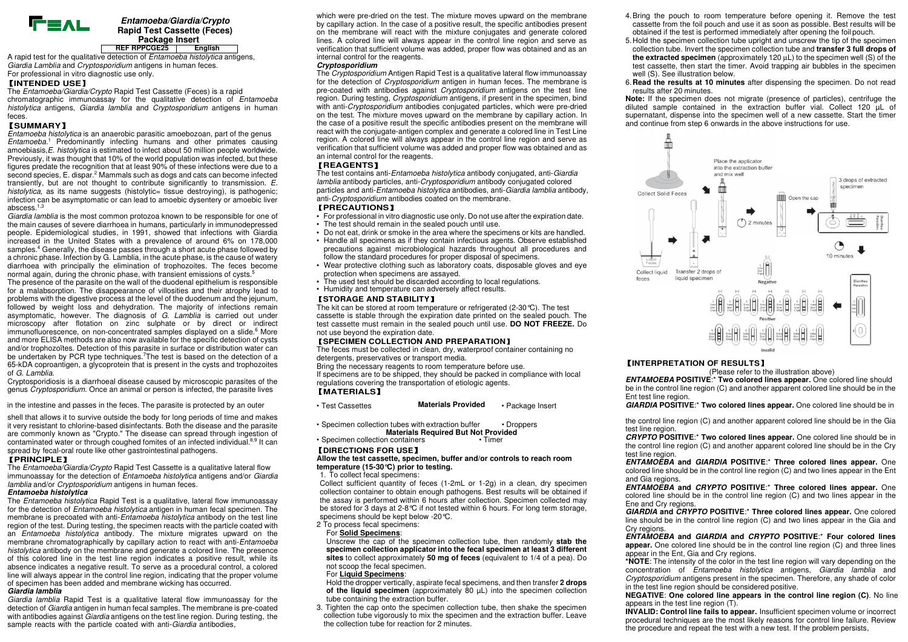# Entamoeba/Giardia/Crypto Rapid Test Cassette (Feces) Package Insert

REF RPPCGE25 | English

A rapid test for the qualitative detection of *Entamoeba histolytica* antigens, *Giardia Lamblia* and *Cryptosporidium* antigens in human feces.
For professional in vitro diagnostic use only.

## 【INTENDED USE】

The *Entamoeba/Giardia/Crypto* Rapid Test Cassette (Feces) is a rapid chromatographic immunoassay for the qualitative detection of *Entamoeba histolytica* antigens, *Giardia lamblia* and *Cryptosporidium* antigens in human feces.

## 【SUMMARY】

*Entamoeba histolytica* is an anaerobic parasitic amoebozoan, part of the genus *Entamoeba*.[1] Predominantly infecting humans and other primates causing amoebiasis,*E. histolytica* is estimated to infect about 50 million people worldwide. Previously, it was thought that 10% of the world population was infected, but these figures predate the recognition that at least 90% of these infections were due to a second species, E. dispar.[2] Mammals such as dogs and cats can become infected transiently, but are not thought to contribute significantly to transmission. *E. histolytica*, as its name suggests (histolytic= tissue destroying), is pathogenic; infection can be asymptomatic or can lead to amoebic dysentery or amoebic liver abscess.[1,3]

*Giardia lamblia* is the most common protozoa known to be responsible for one of the main causes of severe diarrhoea in humans, particularly in immunodepressed people. Epidemiological studies, in 1991, showed that infections with Giardia increased in the United States with a prevalence of around 6% on 178,000 samples.[4] Generally, the disease passes through a short acute phase followed by a chronic phase. Infection by G. Lamblia, in the acute phase, is the cause of watery diarrhoea with principally the elimination of trophozoites. The feces become normal again, during the chronic phase, with transient emissions of cysts.[5]

The presence of the parasite on the wall of the duodenal epithelium is responsible for a malabsorption. The disappearance of villosities and their atrophy lead to problems with the digestive process at the level of the duodenum and the jejunum, followed by weight loss and dehydration. The majority of infections remain asymptomatic, however. The diagnosis of *G. Lamblia* is carried out under microscopy after flotation on zinc sulphate or by direct or indirect immunofluorescence, on non-concentrated samples displayed on a slide.[6] More and more ELISA methods are also now available for the specific detection of cysts and/or trophozoïtes. Detection of this parasite in surface or distribution water can be undertaken by PCR type techniques.[7]The test is based on the detection of a 65-kDA coproantigen, a glycoprotein that is present in the cysts and trophozoites of *G. Lamblia*.

Cryptosporidiosis is a diarrhoeal disease caused by microscopic parasites of the genus *Cryptosporidium.* Once an animal or person is infected, the parasite lives in the intestine and passes in the feces. The parasite is protected by an outer shell that allows it to survive outside the body for long periods of time and makes it very resistant to chlorine-based disinfectants. Both the disease and the parasite are commonly known as "Crypto." The disease can spread through ingestion of contaminated water or through coughed fomites of an infected individual.[8,9] It can spread by fecal-oral route like other gastrointestinal pathogens.

## 【PRINCIPLE】

The *Entamoeba/Giardia/Crypto* Rapid Test Cassette is a qualitative lateral flow immunoassay for the detection of *Entamoeba histolytica* antigens and/or *Giardia lamblia* and/or *Cryptosporidium* antigens in human feces.

### *Entamoeba histolytica*

The *Entamoeba histolytica* Rapid Test is a qualitative, lateral flow immunoassay for the detection of *Entamoeba histolytica* antigen in human fecal specimen. The membrane is precoated with anti-*Entamoeba histolytica* antibody on the test line region of the test. During testing, the specimen reacts with the particle coated with an *Entamoeba histolytica* antibody. The mixture migrates upward on the membrane chromatographically by capillary action to react with anti-*Entamoeba histolytica* antibody on the membrane and generate a colored line. The presence of this colored line in the test line region indicates a positive result, while its absence indicates a negative result. To serve as a procedural control, a colored line will always appear in the control line region, indicating that the proper volume of specimen has been added and membrane wicking has occurred.

### *Giardia lamblia*

*Giardia lamblia* Rapid Test is a qualitative lateral flow immunoassay for the detection of *Giardia* antigen in human fecal samples. The membrane is pre-coated with antibodies against *Giardia* antigens on the test line region. During testing, the sample reacts with the particle coated with anti-*Giardia* antibodies, which were pre-dried on the test. The mixture moves upward on the membrane by capillary action. In the case of a positive result, the specific antibodies present on the membrane will react with the mixture conjugates and generate colored lines. A colored line will always appear in the control line region and serve as verification that sufficient volume was added, proper flow was obtained and as an internal control for the reagents.

### *Cryptosporidium*

The *Cryptosporidium* Antigen Rapid Test is a qualitative lateral flow immunoassay for the detection of *Cryptosporidium* antigen in human feces. The membrane is pre-coated with antibodies against *Cryptosporidium* antigens on the test line region. During testing, *Cryptosporidium* antigens, if present in the specimen, bind with anti-*Cryptosporidium* antibodies conjugated particles, which were pre-dried on the test. The mixture moves upward on the membrane by capillary action. In the case of a positive result the specific antibodies present on the membrane will react with the conjugate-antigen complex and generate a colored line in Test Line region. A colored line will always appear in the control line region and serve as verification that sufficient volume was added and proper flow was obtained and as an internal control for the reagents.

## 【REAGENTS】

The test contains anti-*Entamoeba histolytica* antibody conjugated, anti-*Giardia lamblia* antibody particles, anti-*Cryptosporidium* antibody conjugated colored particles and anti-*Entamoeba histolytica* antibodies, anti-*Giardia lamblia* antibody, anti-*Cryptosporidium* antibodies coated on the membrane.

## 【PRECAUTIONS】

- For professional in vitro diagnostic use only. Do not use after the expiration date.
- The test should remain in the sealed pouch until use.
- Do not eat, drink or smoke in the area where the specimens or kits are handled.
- Handle all specimens as if they contain infectious agents. Observe established precautions against microbiological hazards throughout all procedures and follow the standard procedures for proper disposal of specimens.
- Wear protective clothing such as laboratory coats, disposable gloves and eye protection when specimens are assayed.
- The used test should be discarded according to local regulations.
- Humidity and temperature can adversely affect results.

## 【STORAGE AND STABILITY】

The kit can be stored at room temperature or refrigerated (2-30℃). The test cassette is stable through the expiration date printed on the sealed pouch. The test cassette must remain in the sealed pouch until use. **DO NOT FREEZE.** Do not use beyond the expiration date.

## 【SPECIMEN COLLECTION AND PREPARATION】

The feces must be collected in clean, dry, waterproof container containing no detergents, preservatives or transport media.
Bring the necessary reagents to room temperature before use.
If specimens are to be shipped, they should be packed in compliance with local regulations covering the transportation of etiologic agents.

## 【MATERIALS】

**Materials Provided**

- Test Cassettes
- Package Insert
- Specimen collection tubes with extraction buffer
- Droppers

**Materials Required But Not Provided**

- Specimen collection containers
- Timer

## 【DIRECTIONS FOR USE】

**Allow the test cassette, specimen, buffer and/or controls to reach room temperature (15-30℃) prior to testing.**

1. To collect fecal specimens:
   Collect sufficient quantity of feces (1-2mL or 1-2g) in a clean, dry specimen collection container to obtain enough pathogens. Best results will be obtained if the assay is performed within 6 hours after collection. Specimen collected may be stored for 3 days at 2-8℃ if not tested within 6 hours. For long term storage, specimens should be kept below -20℃.
2. To process fecal specimens:
   For **Solid Specimens**:
   Unscrew the cap of the specimen collection tube, then randomly **stab the specimen collection applicator into the fecal specimen at least 3 different sites** to collect approximately **50 mg of feces** (equivalent to 1/4 of a pea). Do not scoop the fecal specimen.
   For **Liquid Specimens**:
   Hold the dropper vertically, aspirate fecal specimens, and then transfer **2 drops of the liquid specimen** (approximately 80 µL) into the specimen collection tube containing the extraction buffer.
3. Tighten the cap onto the specimen collection tube, then shake the specimen collection tube vigorously to mix the specimen and the extraction buffer. Leave the collection tube for reaction for 2 minutes.
4. Bring the pouch to room temperature before opening it. Remove the test cassette from the foil pouch and use it as soon as possible. Best results will be obtained if the test is performed immediately after opening the foil pouch.
5. Hold the specimen collection tube upright and unscrew the tip of the specimen collection tube. Invert the specimen collection tube and **transfer 3 full drops of the extracted specimen** (approximately 120 µL) to the specimen well (S) of the test cassette, then start the timer. Avoid trapping air bubbles in the specimen well (S). See illustration below.
6. **Read the results at 10 minutes** after dispensing the specimen. Do not read results after 20 minutes.

**Note:** If the specimen does not migrate (presence of particles), centrifuge the diluted sample contained in the extraction buffer vial. Collect 120 µL of supernatant, dispense into the specimen well of a new cassette. Start the timer and continue from step 6 onwards in the above instructions for use.

## 【INTERPRETATION OF RESULTS】

(Please refer to the illustration above)

***ENTAMOEBA* POSITIVE**:* **Two colored lines appear.** One colored line should be in the control line region (C) and another apparent colored line should be in the Ent test line region.

***GIARDIA* POSITIVE**:* **Two colored lines appear.** One colored line should be in the control line region (C) and another apparent colored line should be in the Gia test line region.

***CRYPTO* POSITIVE**:* **Two colored lines appear.** One colored line should be in the control line region (C) and another apparent colored line should be in the Cry test line region.

***ENTAMOEBA* and *GIARDIA* POSITIVE**:* **Three colored lines appear.** One colored line should be in the control line region (C) and two lines appear in the Ent and Gia regions.

***ENTAMOEBA* and *CRYPTO* POSITIVE**:* **Three colored lines appear.** One colored line should be in the control line region (C) and two lines appear in the Ene and Cry regions.

***GIARDIA* and *CRYPTO* POSITIVE**:* **Three colored lines appear.** One colored line should be in the control line region (C) and two lines appear in the Gia and Cry regions.

***ENTAMOEBA* and *GIARDIA* and *CRYPTO* POSITIVE**:* **Four colored lines appear.** One colored line should be in the control line region (C) and three lines appear in the Ent, Gia and Cry regions.

***NOTE**: The intensity of the color in the test line region will vary depending on the concentration of *Entamoeba histolytica* antigens, *Giardia lamblia* and *Cryptosporidium* antigens present in the specimen. Therefore, any shade of color in the test line region should be considered positive.

**NEGATIVE**: **One colored line appears in the control line region (C)**. No line appears in the test line region (T).

**INVALID: Control line fails to appear.** Insufficient specimen volume or incorrect procedural techniques are the most likely reasons for control line failure. Review the procedure and repeat the test with a new test. If the problem persists,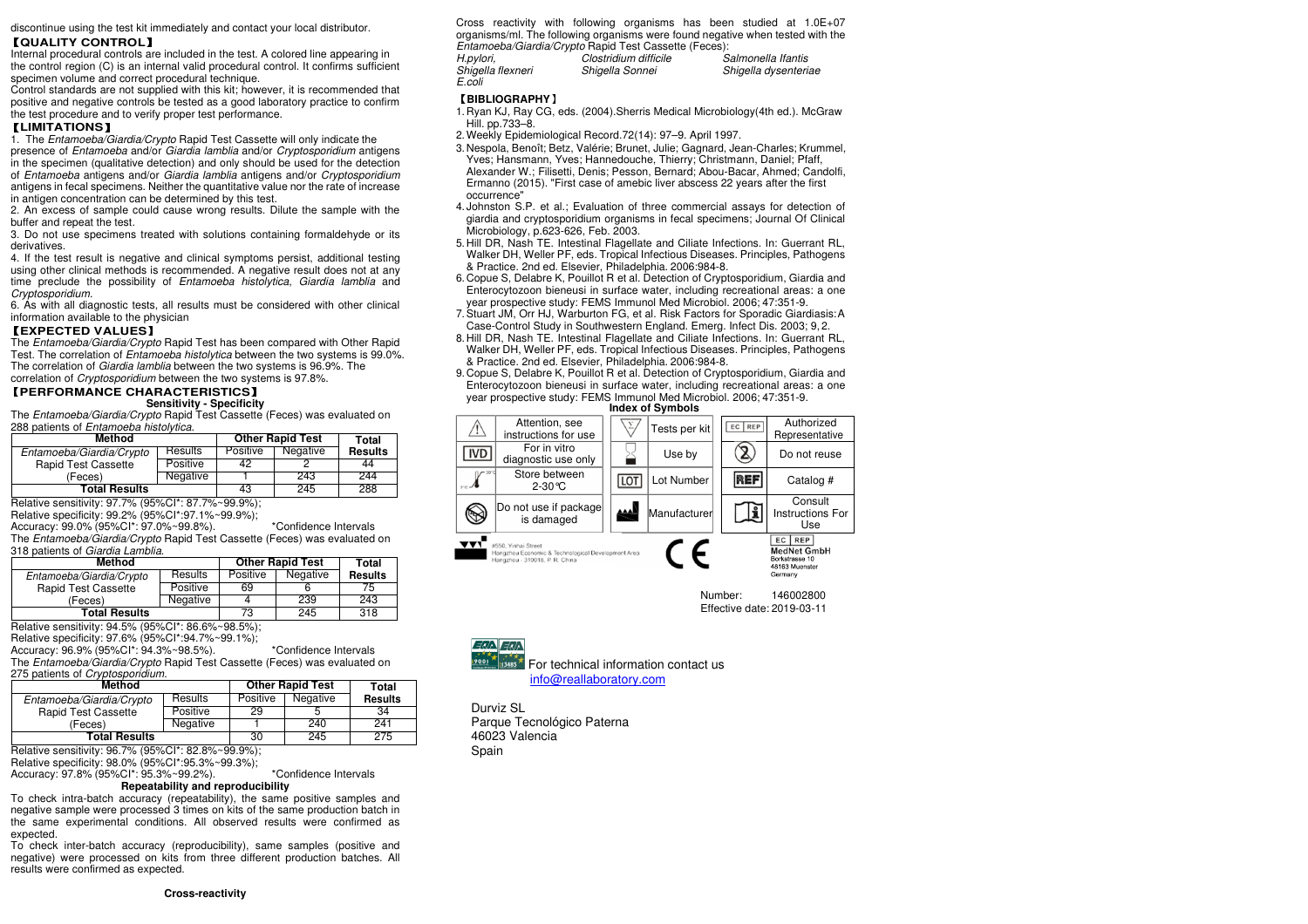discontinue using the test kit immediately and contact your local distributor.

## 【QUALITY CONTROL】

Internal procedural controls are included in the test. A colored line appearing in the control region (C) is an internal valid procedural control. It confirms sufficient specimen volume and correct procedural technique.

Control standards are not supplied with this kit; however, it is recommended that positive and negative controls be tested as a good laboratory practice to confirm the test procedure and to verify proper test performance.

## 【LIMITATIONS】

1. The *Entamoeba/Giardia/Crypto* Rapid Test Cassette will only indicate the presence of *Entamoeba* and/or *Giardia lamblia* and/or *Cryptosporidium* antigens in the specimen (qualitative detection) and only should be used for the detection of *Entamoeba* antigens and/or *Giardia lamblia* antigens and/or *Cryptosporidium* antigens in fecal specimens. Neither the quantitative value nor the rate of increase in antigen concentration can be determined by this test.
2. An excess of sample could cause wrong results. Dilute the sample with the buffer and repeat the test.
3. Do not use specimens treated with solutions containing formaldehyde or its derivatives.
4. If the test result is negative and clinical symptoms persist, additional testing using other clinical methods is recommended. A negative result does not at any time preclude the possibility of *Entamoeba histolytica*, *Giardia lamblia* and *Cryptosporidium*.
6. As with all diagnostic tests, all results must be considered with other clinical information available to the physician

## 【EXPECTED VALUES】

The *Entamoeba/Giardia/Crypto* Rapid Test has been compared with Other Rapid Test. The correlation of *Entamoeba histolytica* between the two systems is 99.0%. The correlation of *Giardia lamblia* between the two systems is 96.9%. The correlation of *Cryptosporidium* between the two systems is 97.8%.

## 【PERFORMANCE CHARACTERISTICS】

### Sensitivity - Specificity

The *Entamoeba/Giardia/Crypto* Rapid Test Cassette (Feces) was evaluated on 288 patients of *Entamoeba histolytica*.

| Method | | Other Rapid Test | | Total Results |
|---|---|---|---|---|
| | | Positive | Negative | |
| *Entamoeba/Giardia/Crypto* Rapid Test Cassette (Feces) | Results | | | |
| | Positive | 42 | 2 | 44 |
| | Negative | 1 | 243 | 244 |
| Total Results | | 43 | 245 | 288 |

Relative sensitivity: 97.7% (95%CI*: 87.7%~99.9%);
Relative specificity: 99.2% (95%CI*:97.1%~99.9%);
Accuracy: 99.0% (95%CI*: 97.0%~99.8%). *Confidence Intervals

The *Entamoeba/Giardia/Crypto* Rapid Test Cassette (Feces) was evaluated on 318 patients of *Giardia Lamblia*.

| Method | | Other Rapid Test | | Total Results |
|---|---|---|---|---|
| | | Positive | Negative | |
| *Entamoeba/Giardia/Crypto* Rapid Test Cassette (Feces) | Results | | | |
| | Positive | 69 | 6 | 75 |
| | Negative | 4 | 239 | 243 |
| Total Results | | 73 | 245 | 318 |

Relative sensitivity: 94.5% (95%CI*: 86.6%~98.5%);
Relative specificity: 97.6% (95%CI*:94.7%~99.1%);
Accuracy: 96.9% (95%CI*: 94.3%~98.5%). *Confidence Intervals

The *Entamoeba/Giardia/Crypto* Rapid Test Cassette (Feces) was evaluated on 275 patients of *Cryptosporidium*.

| Method | | Other Rapid Test | | Total Results |
|---|---|---|---|---|
| | | Positive | Negative | |
| *Entamoeba/Giardia/Crypto* Rapid Test Cassette (Feces) | Results | | | |
| | Positive | 29 | 5 | 34 |
| | Negative | 1 | 240 | 241 |
| Total Results | | 30 | 245 | 275 |

Relative sensitivity: 96.7% (95%CI*: 82.8%~99.9%);
Relative specificity: 98.0% (95%CI*:95.3%~99.3%);
Accuracy: 97.8% (95%CI*: 95.3%~99.2%). *Confidence Intervals

### Repeatability and reproducibility

To check intra-batch accuracy (repeatability), the same positive samples and negative sample were processed 3 times on kits of the same production batch in the same experimental conditions. All observed results were confirmed as expected.

To check inter-batch accuracy (reproducibility), same samples (positive and negative) were processed on kits from three different production batches. All results were confirmed as expected.

### Cross-reactivity

Cross reactivity with following organisms has been studied at 1.0E+07 organisms/ml. The following organisms were found negative when tested with the *Entamoeba/Giardia/Crypto* Rapid Test Cassette (Feces):

*H.pylori*, *Clostridium difficile*, *Salmonella lfantis*, *Shigella flexneri*, *Shigella Sonnei*, *Shigella dysenteriae*, *E.coli*

## 【BIBLIOGRAPHY】

1. Ryan KJ, Ray CG, eds. (2004).Sherris Medical Microbiology(4th ed.). McGraw Hill. pp.733–8.
2. Weekly Epidemiological Record.72(14): 97–9. April 1997.
3. Nespola, Benoît; Betz, Valérie; Brunet, Julie; Gagnard, Jean-Charles; Krummel, Yves; Hansmann, Yves; Hannedouche, Thierry; Christmann, Daniel; Pfaff, Alexander W.; Filisetti, Denis; Pesson, Bernard; Abou-Bacar, Ahmed; Candolfi, Ermanno (2015). "First case of amebic liver abscess 22 years after the first occurrence"
4. Johnston S.P. et al.; Evaluation of three commercial assays for detection of giardia and cryptosporidium organisms in fecal specimens; Journal Of Clinical Microbiology, p.623-626, Feb. 2003.
5. Hill DR, Nash TE. Intestinal Flagellate and Ciliate Infections. In: Guerrant RL, Walker DH, Weller PF, eds. Tropical Infectious Diseases. Principles, Pathogens & Practice. 2nd ed. Elsevier, Philadelphia. 2006:984-8.
6. Copue S, Delabre K, Pouillot R et al. Detection of Cryptosporidium, Giardia and Enterocytozoon bieneusi in surface water, including recreational areas: a one year prospective study: FEMS Immunol Med Microbiol. 2006; 47:351-9.
7. Stuart JM, Orr HJ, Warburton FG, et al. Risk Factors for Sporadic Giardiasis:A Case-Control Study in Southwestern England. Emerg. Infect Dis. 2003; 9, 2.
8. Hill DR, Nash TE. Intestinal Flagellate and Ciliate Infections. In: Guerrant RL, Walker DH, Weller PF, eds. Tropical Infectious Diseases. Principles, Pathogens & Practice. 2nd ed. Elsevier, Philadelphia. 2006:984-8.
9. Copue S, Delabre K, Pouillot R et al. Detection of Cryptosporidium, Giardia and Enterocytozoon bieneusi in surface water, including recreational areas: a one year prospective study: FEMS Immunol Med Microbiol. 2006; 47:351-9.

### Index of Symbols

| | | | | | |
|---|---|---|---|---|---|
| | Attention, see instructions for use | | Tests per kit | EC REP | Authorized Representative |
| IVD | For in vitro diagnostic use only | | Use by | | Do not reuse |
| | Store between 2-30℃ | LOT | Lot Number | REF | Catalog # |
| | Do not use if package is damaged | | Manufacturer | | Consult Instructions For Use |

#550, Yinhai Street
Hangzhou Economic & Technological Development Area
Hangzhou - 310018, P.R. China

EC REP
MedNet GmbH
Borkstrasse 10
48163 Muenster
Germany

Number: 146002800
Effective date: 2019-03-11

For technical information contact us
info@reallaboratory.com

Durviz SL
Parque Tecnológico Paterna
46023 Valencia
Spain